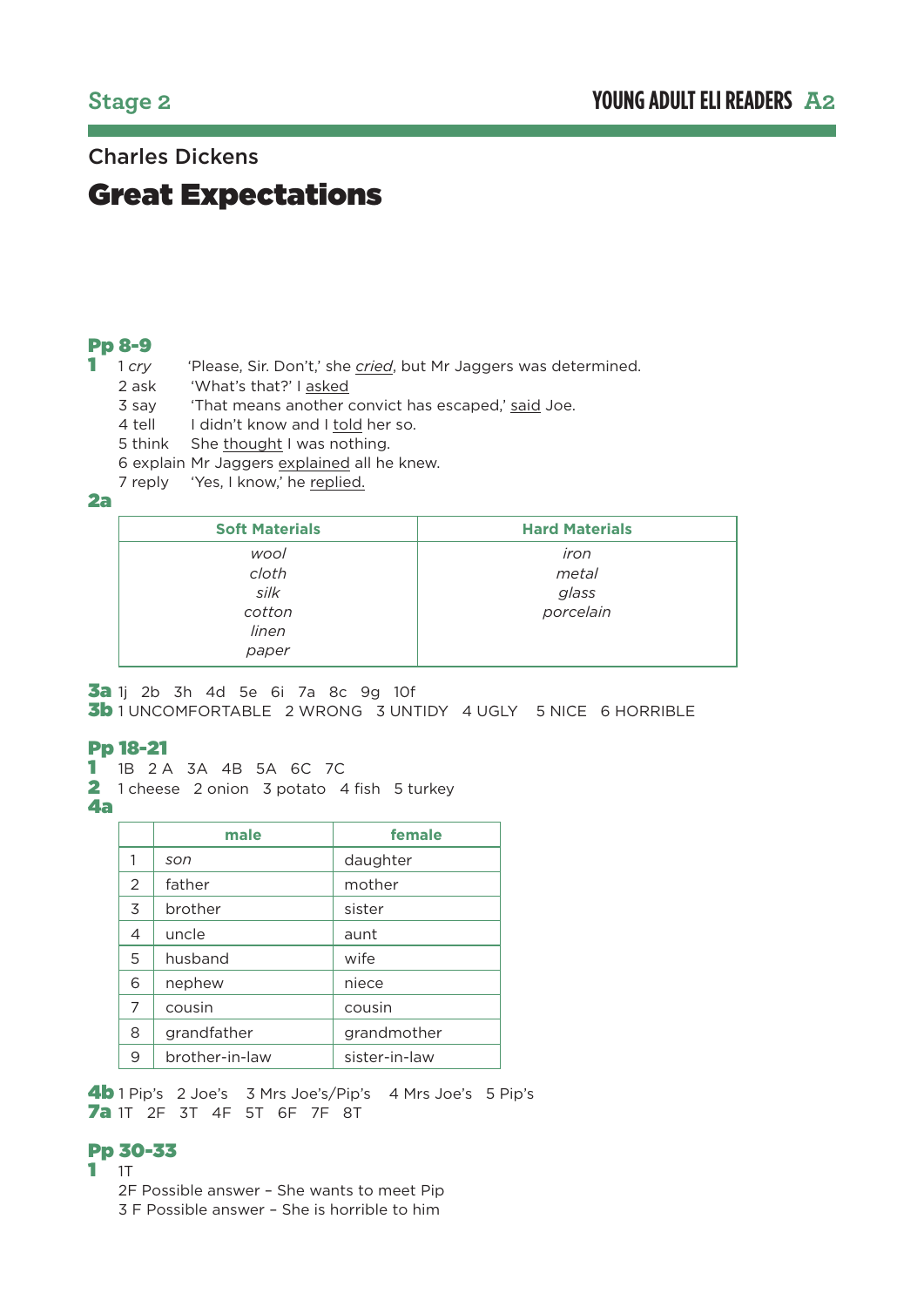Stage 2

YOUNG ADULT ELI READERS A2

Charles Dickens

# Great Expectations

## Pp 8-9

**1**

1 *cry* 'Please, Sir. Don't,' she *cried*, but Mr Jaggers was determined.
2 ask 'What's that?' I asked
3 say 'That means another convict has escaped,' said Joe.
4 tell I didn't know and I told her so.
5 think She thought I was nothing.
6 explain Mr Jaggers explained all he knew.
7 reply 'Yes, I know,' he replied.

**2a**

| Soft Materials | Hard Materials |
|---|---|
| *wool* | *iron* |
| *cloth* | *metal* |
| *silk* | *glass* |
| *cotton* | *porcelain* |
| *linen* | |
| *paper* | |

**3a** 1j 2b 3h 4d 5e 6i 7a 8c 9g 10f
**3b** 1 UNCOMFORTABLE 2 WRONG 3 UNTIDY 4 UGLY 5 NICE 6 HORRIBLE

## Pp 18-21

**1** 1B 2 A 3A 4B 5A 6C 7C
**2** 1 cheese 2 onion 3 potato 4 fish 5 turkey
**4a**

| | male | female |
|---|---|---|
| 1 | *son* | daughter |
| 2 | father | mother |
| 3 | brother | sister |
| 4 | uncle | aunt |
| 5 | husband | wife |
| 6 | nephew | niece |
| 7 | cousin | cousin |
| 8 | grandfather | grandmother |
| 9 | brother-in-law | sister-in-law |

**4b** 1 Pip's 2 Joe's 3 Mrs Joe's/Pip's 4 Mrs Joe's 5 Pip's
**7a** 1T 2F 3T 4F 5T 6F 7F 8T

## Pp 30-33

**1**
1T
2F Possible answer – She wants to meet Pip
3 F Possible answer – She is horrible to him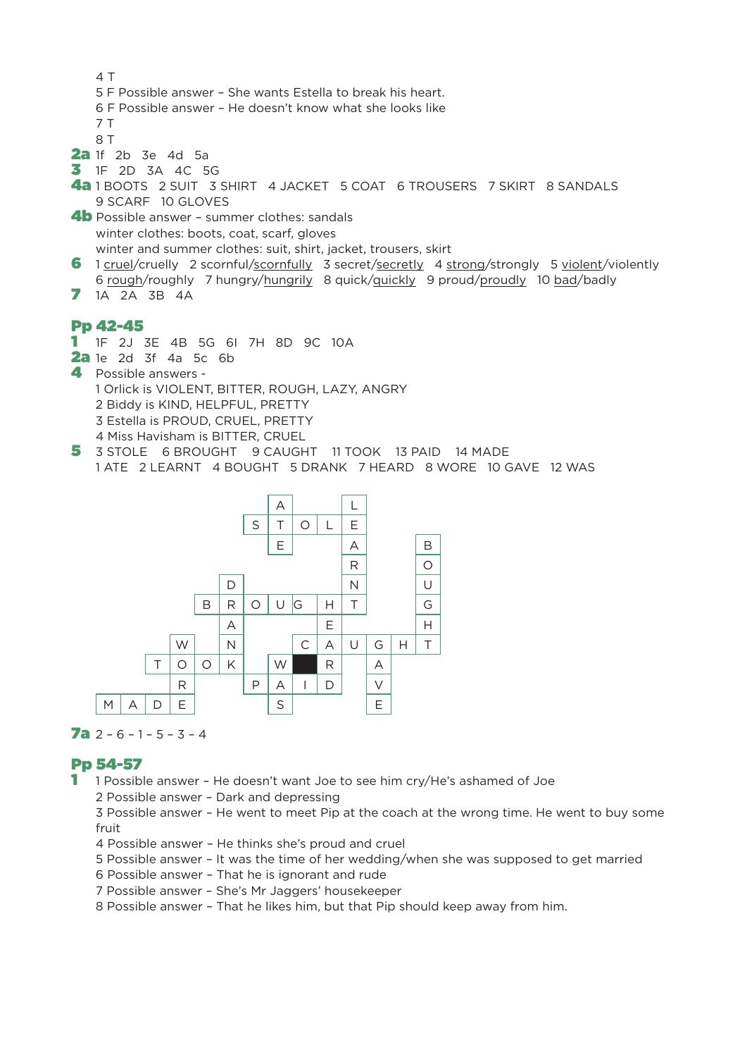4 T

5 F Possible answer – She wants Estella to break his heart.

6 F Possible answer – He doesn't know what she looks like

7 T

8 T

**2a** 1f 2b 3e 4d 5a

**3** 1F 2D 3A 4C 5G

**4a** 1 BOOTS 2 SUIT 3 SHIRT 4 JACKET 5 COAT 6 TROUSERS 7 SKIRT 8 SANDALS 9 SCARF 10 GLOVES

**4b** Possible answer – summer clothes: sandals
winter clothes: boots, coat, scarf, gloves
winter and summer clothes: suit, shirt, jacket, trousers, skirt

**6** 1 <u>cruel</u>/cruelly 2 scornful/<u>scornfully</u> 3 secret/<u>secretly</u> 4 <u>strong</u>/strongly 5 <u>violent</u>/violently 6 <u>rough</u>/roughly 7 hungry/<u>hungrily</u> 8 quick/<u>quickly</u> 9 proud/<u>proudly</u> 10 <u>bad</u>/badly

**7** 1A 2A 3B 4A

## Pp 42-45

**1** 1F 2J 3E 4B 5G 6I 7H 8D 9C 10A

**2a** 1e 2d 3f 4a 5c 6b

**4** Possible answers -
1 Orlick is VIOLENT, BITTER, ROUGH, LAZY, ANGRY
2 Biddy is KIND, HELPFUL, PRETTY
3 Estella is PROUD, CRUEL, PRETTY
4 Miss Havisham is BITTER, CRUEL

**5** 3 STOLE 6 BROUGHT 9 CAUGHT 11 TOOK 13 PAID 14 MADE
1 ATE 2 LEARNT 4 BOUGHT 5 DRANK 7 HEARD 8 WORE 10 GAVE 12 WAS

| | | | | | | | | | | | | | |
|---|---|---|---|---|---|---|---|---|---|---|---|---|---|
| | | | | | | | A | | | L | | | |
| | | | | | | S | T | O | L | E | | | |
| | | | | | | | E | | | A | | | B |
| | | | | | | | | | | R | | | O |
| | | | | | D | | | | | N | | | U |
| | | | | B | R | O | U | G | H | T | | | G |
| | | | | | A | | | | E | | | | H |
| | | | W | | N | | | C | A | U | G | H | T |
| | | T | O | O | K | | W | ■ | R | | A | | |
| | | | R | | | P | A | I | D | | V | | |
| M | A | D | E | | | | S | | | | E | | |

**7a** 2 – 6 – 1 – 5 – 3 – 4

## Pp 54-57

**1** 1 Possible answer – He doesn't want Joe to see him cry/He's ashamed of Joe
2 Possible answer – Dark and depressing
3 Possible answer – He went to meet Pip at the coach at the wrong time. He went to buy some fruit
4 Possible answer – He thinks she's proud and cruel
5 Possible answer – It was the time of her wedding/when she was supposed to get married
6 Possible answer – That he is ignorant and rude
7 Possible answer – She's Mr Jaggers' housekeeper
8 Possible answer – That he likes him, but that Pip should keep away from him.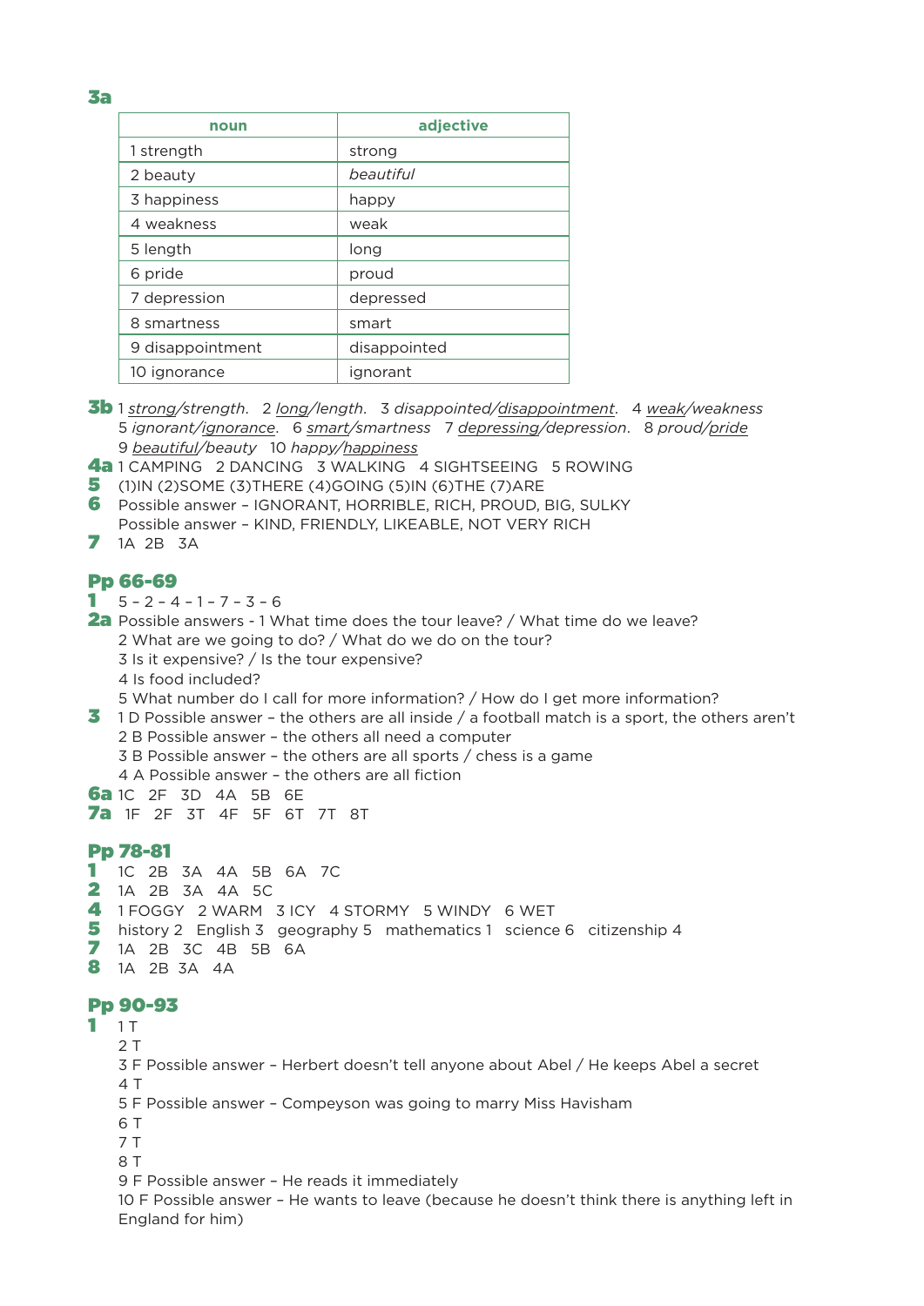**3a**

| noun | adjective |
|---|---|
| 1 strength | strong |
| 2 beauty | *beautiful* |
| 3 happiness | happy |
| 4 weakness | weak |
| 5 length | long |
| 6 pride | proud |
| 7 depression | depressed |
| 8 smartness | smart |
| 9 disappointment | disappointed |
| 10 ignorance | ignorant |

**3b** 1 *<u>strong</u>/strength*. 2 *<u>long</u>/length*. 3 *disappointed/<u>disappointment</u>*. 4 *<u>weak</u>/weakness*
5 *ignorant/<u>ignorance</u>*. 6 *<u>smart</u>/smartness* 7 *<u>depressing</u>/depression*. 8 *proud/<u>pride</u>*
9 *<u>beautiful</u>/beauty* 10 *happy/<u>happiness</u>*

**4a** 1 CAMPING 2 DANCING 3 WALKING 4 SIGHTSEEING 5 ROWING

**5** (1)IN (2)SOME (3)THERE (4)GOING (5)IN (6)THE (7)ARE

**6** Possible answer – IGNORANT, HORRIBLE, RICH, PROUD, BIG, SULKY
Possible answer – KIND, FRIENDLY, LIKEABLE, NOT VERY RICH

**7** 1A 2B 3A

## Pp 66-69

**1** 5 – 2 – 4 – 1 – 7 – 3 – 6

**2a** Possible answers - 1 What time does the tour leave? / What time do we leave?
2 What are we going to do? / What do we do on the tour?
3 Is it expensive? / Is the tour expensive?
4 Is food included?
5 What number do I call for more information? / How do I get more information?

**3** 1 D Possible answer – the others are all inside / a football match is a sport, the others aren't
2 B Possible answer – the others all need a computer
3 B Possible answer – the others are all sports / chess is a game
4 A Possible answer – the others are all fiction

**6a** 1C 2F 3D 4A 5B 6E

**7a** 1F 2F 3T 4F 5F 6T 7T 8T

## Pp 78-81

**1** 1C 2B 3A 4A 5B 6A 7C

**2** 1A 2B 3A 4A 5C

**4** 1 FOGGY 2 WARM 3 ICY 4 STORMY 5 WINDY 6 WET

**5** history 2 English 3 geography 5 mathematics 1 science 6 citizenship 4

**7** 1A 2B 3C 4B 5B 6A

**8** 1A 2B 3A 4A

## Pp 90-93

**1** 1 T
2 T
3 F Possible answer – Herbert doesn't tell anyone about Abel / He keeps Abel a secret
4 T
5 F Possible answer – Compeyson was going to marry Miss Havisham
6 T
7 T
8 T
9 F Possible answer – He reads it immediately
10 F Possible answer – He wants to leave (because he doesn't think there is anything left in England for him)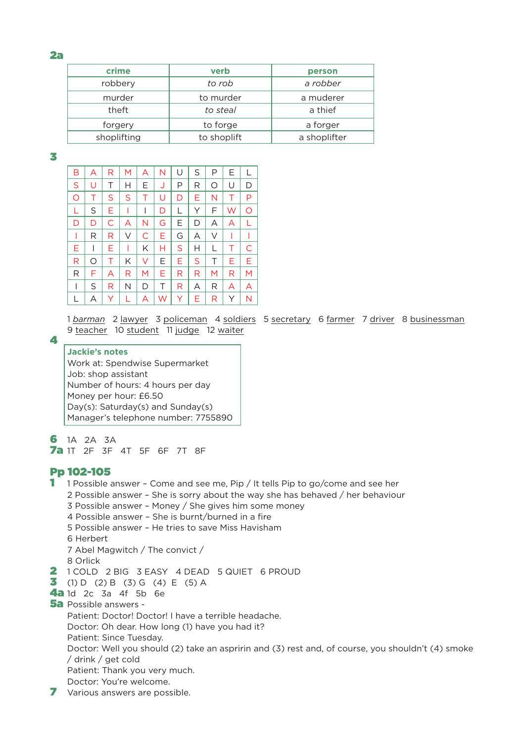**2a**

| crime | verb | person |
|---|---|---|
| robbery | *to rob* | *a robber* |
| murder | to murder | a muderer |
| theft | *to steal* | a thief |
| forgery | to forge | a forger |
| shoplifting | to shoplift | a shoplifter |

**3**

| B | A | R | M | A | N | U | S | P | E | L |
|---|---|---|---|---|---|---|---|---|---|---|
| S | U | T | H | E | J | P | R | O | U | D |
| O | T | S | S | T | U | D | E | N | T | P |
| L | S | E | I | I | D | L | Y | F | W | O |
| D | D | C | A | N | G | E | D | A | A | L |
| I | R | R | V | C | E | G | A | V | I | I |
| E | I | E | I | K | H | S | H | L | T | C |
| R | O | T | K | V | E | E | S | T | E | E |
| R | F | A | R | M | E | R | R | M | R | M |
| I | S | R | N | D | T | R | A | R | A | A |
| L | A | Y | L | A | W | Y | E | R | Y | N |

1 *barman* 2 lawyer 3 policeman 4 soldiers 5 secretary 6 farmer 7 driver 8 businessman 9 teacher 10 student 11 judge 12 waiter

**4**

**Jackie's notes**
Work at: Spendwise Supermarket
Job: shop assistant
Number of hours: 4 hours per day
Money per hour: £6.50
Day(s): Saturday(s) and Sunday(s)
Manager's telephone number: 7755890

**6** 1A 2A 3A

**7a** 1T 2F 3F 4T 5F 6F 7T 8F

## Pp 102-105

**1**
1 Possible answer – Come and see me, Pip / It tells Pip to go/come and see her
2 Possible answer – She is sorry about the way she has behaved / her behaviour
3 Possible answer – Money / She gives him some money
4 Possible answer – She is burnt/burned in a fire
5 Possible answer – He tries to save Miss Havisham
6 Herbert
7 Abel Magwitch / The convict /
8 Orlick

**2** 1 COLD 2 BIG 3 EASY 4 DEAD 5 QUIET 6 PROUD

**3** (1) D (2) B (3) G (4) E (5) A

**4a** 1d 2c 3a 4f 5b 6e

**5a** Possible answers -
Patient: Doctor! Doctor! I have a terrible headache.
Doctor: Oh dear. How long (1) have you had it?
Patient: Since Tuesday.
Doctor: Well you should (2) take an aspririn and (3) rest and, of course, you shouldn't (4) smoke / drink / get cold
Patient: Thank you very much.
Doctor: You're welcome.

**7** Various answers are possible.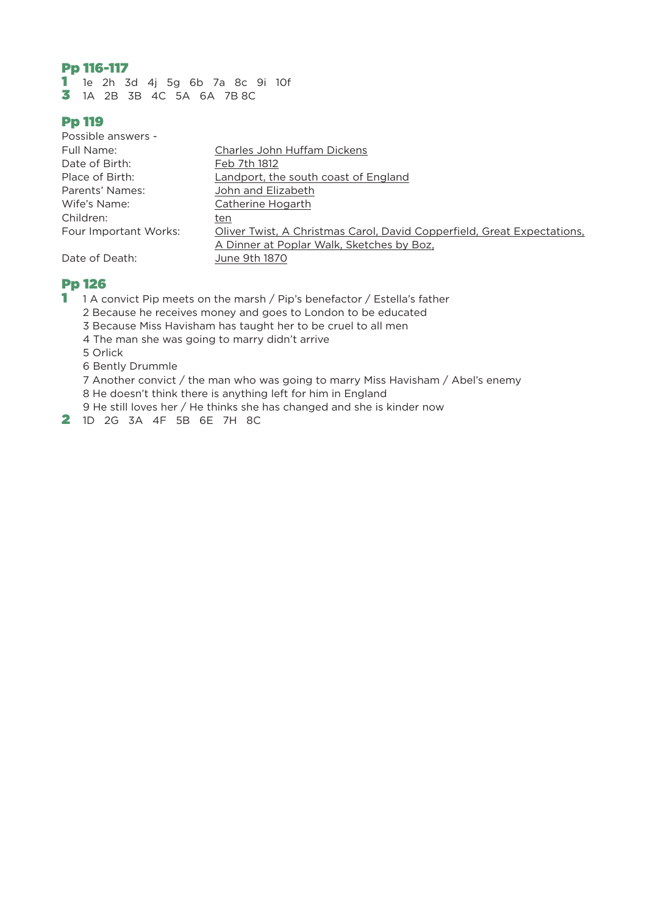## Pp 116-117

**1** 1e 2h 3d 4j 5g 6b 7a 8c 9i 10f

**3** 1A 2B 3B 4C 5A 6A 7B 8C

## Pp 119

Possible answers -

| | |
|---|---|
| Full Name: | Charles John Huffam Dickens |
| Date of Birth: | Feb 7th 1812 |
| Place of Birth: | Landport, the south coast of England |
| Parents' Names: | John and Elizabeth |
| Wife's Name: | Catherine Hogarth |
| Children: | ten |
| Four Important Works: | Oliver Twist, A Christmas Carol, David Copperfield, Great Expectations, A Dinner at Poplar Walk, Sketches by Boz, |
| Date of Death: | June 9th 1870 |

## Pp 126

**1**
1 A convict Pip meets on the marsh / Pip's benefactor / Estella's father
2 Because he receives money and goes to London to be educated
3 Because Miss Havisham has taught her to be cruel to all men
4 The man she was going to marry didn't arrive
5 Orlick
6 Bently Drummle
7 Another convict / the man who was going to marry Miss Havisham / Abel's enemy
8 He doesn't think there is anything left for him in England
9 He still loves her / He thinks she has changed and she is kinder now

**2** 1D 2G 3A 4F 5B 6E 7H 8C